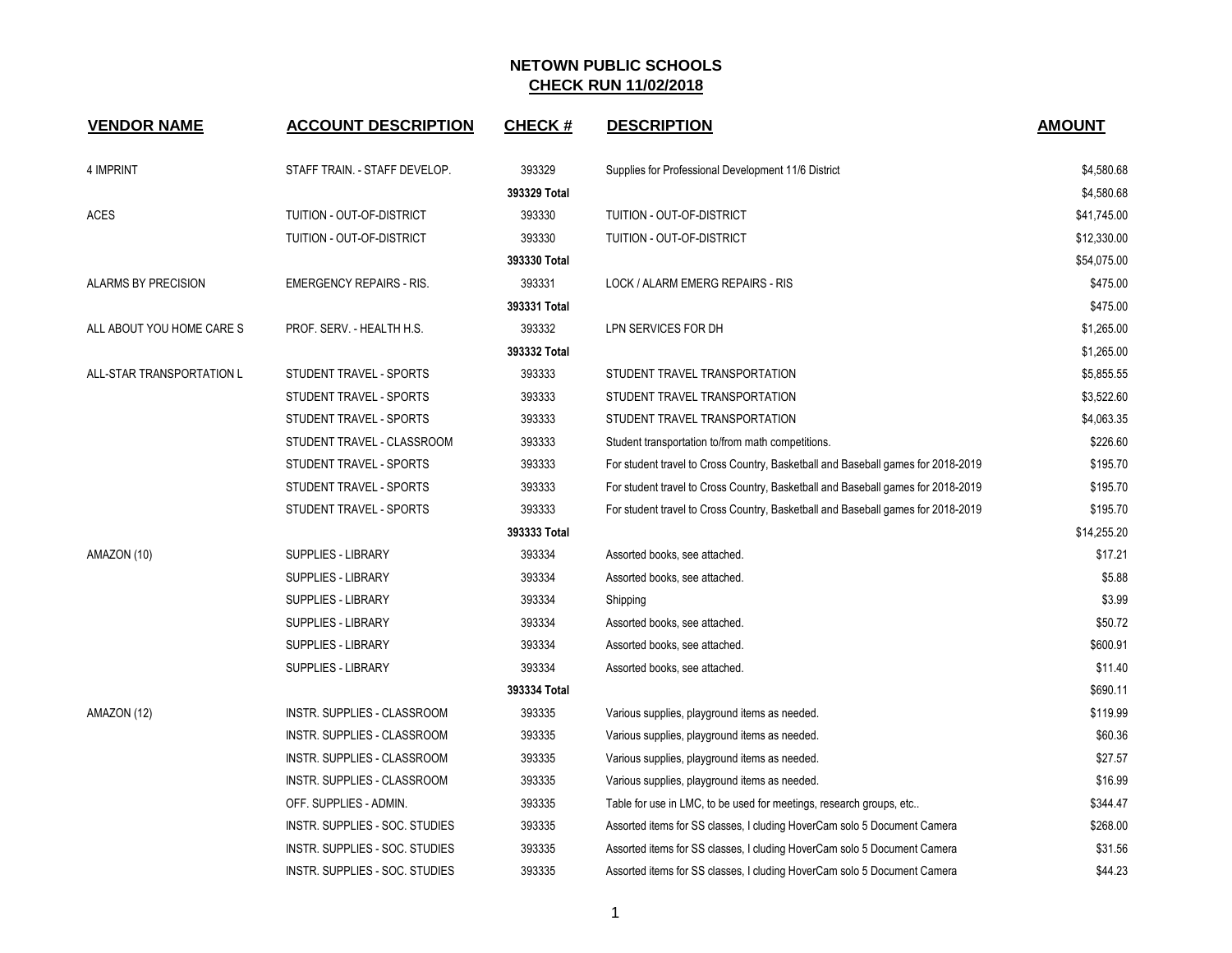# NETOWN PUBLIC SCHOOLS
## CHECK RUN 11/02/2018

| VENDOR NAME | ACCOUNT DESCRIPTION | CHECK # | DESCRIPTION | AMOUNT |
|---|---|---|---|---|
| 4 IMPRINT | STAFF TRAIN. - STAFF DEVELOP. | 393329 | Supplies for Professional Development 11/6 District | $4,580.68 |
| | | **393329 Total** | | $4,580.68 |
| ACES | TUITION - OUT-OF-DISTRICT | 393330 | TUITION - OUT-OF-DISTRICT | $41,745.00 |
| | TUITION - OUT-OF-DISTRICT | 393330 | TUITION - OUT-OF-DISTRICT | $12,330.00 |
| | | **393330 Total** | | $54,075.00 |
| ALARMS BY PRECISION | EMERGENCY REPAIRS - RIS. | 393331 | LOCK / ALARM EMERG REPAIRS - RIS | $475.00 |
| | | **393331 Total** | | $475.00 |
| ALL ABOUT YOU HOME CARE S | PROF. SERV. - HEALTH H.S. | 393332 | LPN SERVICES FOR DH | $1,265.00 |
| | | **393332 Total** | | $1,265.00 |
| ALL-STAR TRANSPORTATION L | STUDENT TRAVEL - SPORTS | 393333 | STUDENT TRAVEL TRANSPORTATION | $5,855.55 |
| | STUDENT TRAVEL - SPORTS | 393333 | STUDENT TRAVEL TRANSPORTATION | $3,522.60 |
| | STUDENT TRAVEL - SPORTS | 393333 | STUDENT TRAVEL TRANSPORTATION | $4,063.35 |
| | STUDENT TRAVEL - CLASSROOM | 393333 | Student transportation to/from math competitions. | $226.60 |
| | STUDENT TRAVEL - SPORTS | 393333 | For student travel to Cross Country, Basketball and Baseball games for 2018-2019 | $195.70 |
| | STUDENT TRAVEL - SPORTS | 393333 | For student travel to Cross Country, Basketball and Baseball games for 2018-2019 | $195.70 |
| | STUDENT TRAVEL - SPORTS | 393333 | For student travel to Cross Country, Basketball and Baseball games for 2018-2019 | $195.70 |
| | | **393333 Total** | | $14,255.20 |
| AMAZON (10) | SUPPLIES - LIBRARY | 393334 | Assorted books, see attached. | $17.21 |
| | SUPPLIES - LIBRARY | 393334 | Assorted books, see attached. | $5.88 |
| | SUPPLIES - LIBRARY | 393334 | Shipping | $3.99 |
| | SUPPLIES - LIBRARY | 393334 | Assorted books, see attached. | $50.72 |
| | SUPPLIES - LIBRARY | 393334 | Assorted books, see attached. | $600.91 |
| | SUPPLIES - LIBRARY | 393334 | Assorted books, see attached. | $11.40 |
| | | **393334 Total** | | $690.11 |
| AMAZON (12) | INSTR. SUPPLIES - CLASSROOM | 393335 | Various supplies, playground items as needed. | $119.99 |
| | INSTR. SUPPLIES - CLASSROOM | 393335 | Various supplies, playground items as needed. | $60.36 |
| | INSTR. SUPPLIES - CLASSROOM | 393335 | Various supplies, playground items as needed. | $27.57 |
| | INSTR. SUPPLIES - CLASSROOM | 393335 | Various supplies, playground items as needed. | $16.99 |
| | OFF. SUPPLIES - ADMIN. | 393335 | Table for use in LMC, to be used for meetings, research groups, etc.. | $344.47 |
| | INSTR. SUPPLIES - SOC. STUDIES | 393335 | Assorted items for SS classes, I cluding HoverCam solo 5 Document Camera | $268.00 |
| | INSTR. SUPPLIES - SOC. STUDIES | 393335 | Assorted items for SS classes, I cluding HoverCam solo 5 Document Camera | $31.56 |
| | INSTR. SUPPLIES - SOC. STUDIES | 393335 | Assorted items for SS classes, I cluding HoverCam solo 5 Document Camera | $44.23 |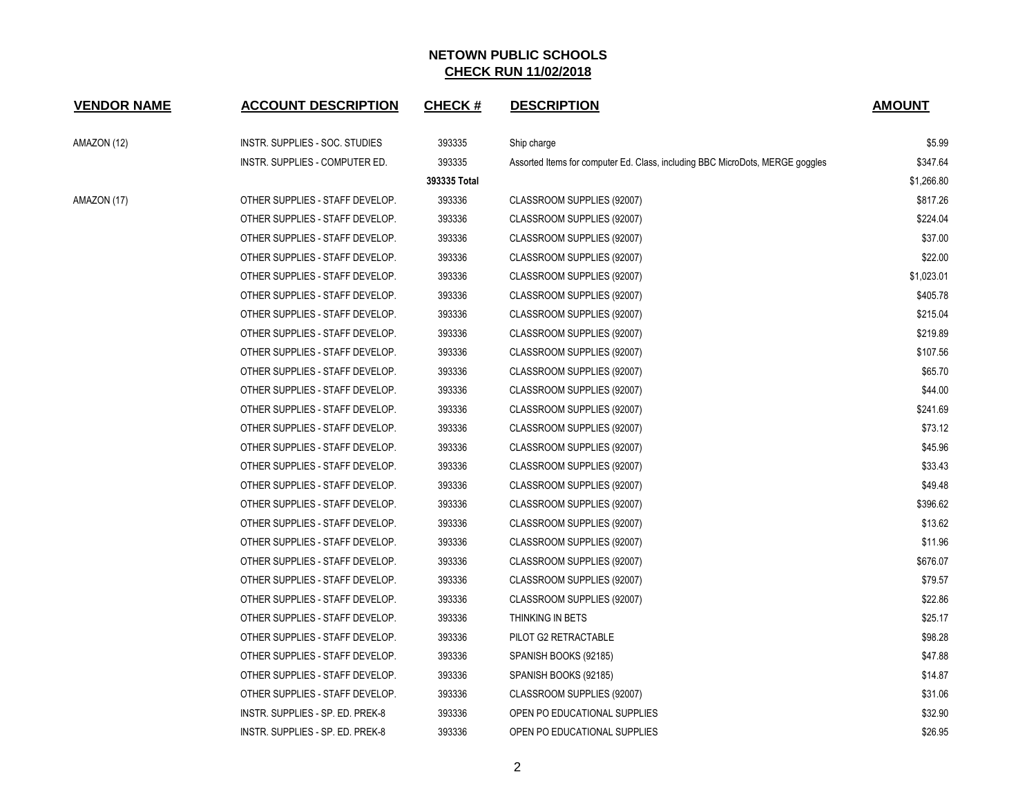**NETOWN PUBLIC SCHOOLS**
**CHECK RUN 11/02/2018**

| VENDOR NAME | ACCOUNT DESCRIPTION | CHECK # | DESCRIPTION | AMOUNT |
|---|---|---|---|---|
| AMAZON (12) | INSTR. SUPPLIES - SOC. STUDIES | 393335 | Ship charge | $5.99 |
| | INSTR. SUPPLIES - COMPUTER ED. | 393335 | Assorted Items for computer Ed. Class, including BBC MicroDots, MERGE goggles | $347.64 |
| | | **393335 Total** | | $1,266.80 |
| AMAZON (17) | OTHER SUPPLIES - STAFF DEVELOP. | 393336 | CLASSROOM SUPPLIES (92007) | $817.26 |
| | OTHER SUPPLIES - STAFF DEVELOP. | 393336 | CLASSROOM SUPPLIES (92007) | $224.04 |
| | OTHER SUPPLIES - STAFF DEVELOP. | 393336 | CLASSROOM SUPPLIES (92007) | $37.00 |
| | OTHER SUPPLIES - STAFF DEVELOP. | 393336 | CLASSROOM SUPPLIES (92007) | $22.00 |
| | OTHER SUPPLIES - STAFF DEVELOP. | 393336 | CLASSROOM SUPPLIES (92007) | $1,023.01 |
| | OTHER SUPPLIES - STAFF DEVELOP. | 393336 | CLASSROOM SUPPLIES (92007) | $405.78 |
| | OTHER SUPPLIES - STAFF DEVELOP. | 393336 | CLASSROOM SUPPLIES (92007) | $215.04 |
| | OTHER SUPPLIES - STAFF DEVELOP. | 393336 | CLASSROOM SUPPLIES (92007) | $219.89 |
| | OTHER SUPPLIES - STAFF DEVELOP. | 393336 | CLASSROOM SUPPLIES (92007) | $107.56 |
| | OTHER SUPPLIES - STAFF DEVELOP. | 393336 | CLASSROOM SUPPLIES (92007) | $65.70 |
| | OTHER SUPPLIES - STAFF DEVELOP. | 393336 | CLASSROOM SUPPLIES (92007) | $44.00 |
| | OTHER SUPPLIES - STAFF DEVELOP. | 393336 | CLASSROOM SUPPLIES (92007) | $241.69 |
| | OTHER SUPPLIES - STAFF DEVELOP. | 393336 | CLASSROOM SUPPLIES (92007) | $73.12 |
| | OTHER SUPPLIES - STAFF DEVELOP. | 393336 | CLASSROOM SUPPLIES (92007) | $45.96 |
| | OTHER SUPPLIES - STAFF DEVELOP. | 393336 | CLASSROOM SUPPLIES (92007) | $33.43 |
| | OTHER SUPPLIES - STAFF DEVELOP. | 393336 | CLASSROOM SUPPLIES (92007) | $49.48 |
| | OTHER SUPPLIES - STAFF DEVELOP. | 393336 | CLASSROOM SUPPLIES (92007) | $396.62 |
| | OTHER SUPPLIES - STAFF DEVELOP. | 393336 | CLASSROOM SUPPLIES (92007) | $13.62 |
| | OTHER SUPPLIES - STAFF DEVELOP. | 393336 | CLASSROOM SUPPLIES (92007) | $11.96 |
| | OTHER SUPPLIES - STAFF DEVELOP. | 393336 | CLASSROOM SUPPLIES (92007) | $676.07 |
| | OTHER SUPPLIES - STAFF DEVELOP. | 393336 | CLASSROOM SUPPLIES (92007) | $79.57 |
| | OTHER SUPPLIES - STAFF DEVELOP. | 393336 | CLASSROOM SUPPLIES (92007) | $22.86 |
| | OTHER SUPPLIES - STAFF DEVELOP. | 393336 | THINKING IN BETS | $25.17 |
| | OTHER SUPPLIES - STAFF DEVELOP. | 393336 | PILOT G2 RETRACTABLE | $98.28 |
| | OTHER SUPPLIES - STAFF DEVELOP. | 393336 | SPANISH BOOKS (92185) | $47.88 |
| | OTHER SUPPLIES - STAFF DEVELOP. | 393336 | SPANISH BOOKS (92185) | $14.87 |
| | OTHER SUPPLIES - STAFF DEVELOP. | 393336 | CLASSROOM SUPPLIES (92007) | $31.06 |
| | INSTR. SUPPLIES - SP. ED. PREK-8 | 393336 | OPEN PO EDUCATIONAL SUPPLIES | $32.90 |
| | INSTR. SUPPLIES - SP. ED. PREK-8 | 393336 | OPEN PO EDUCATIONAL SUPPLIES | $26.95 |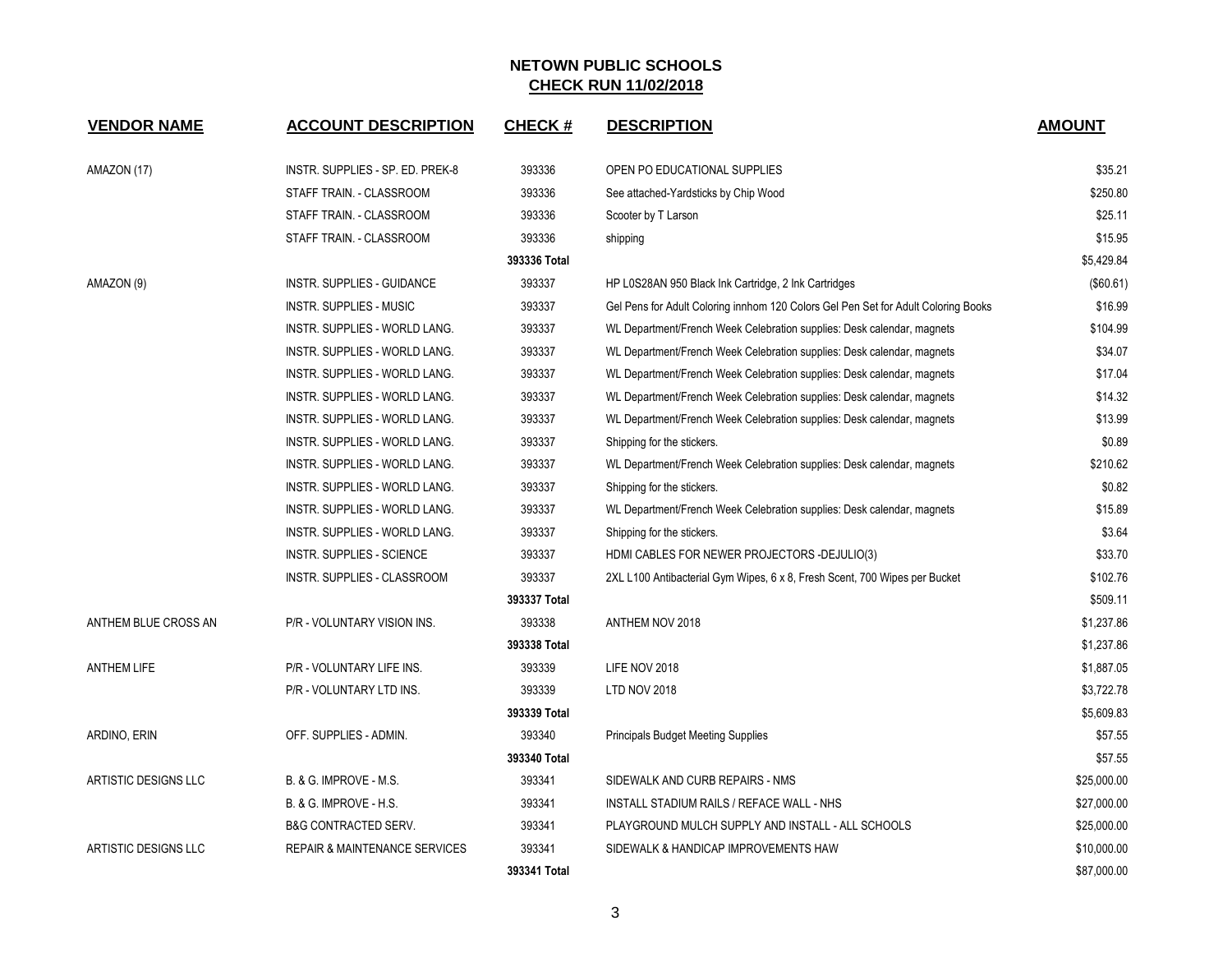## NETOWN PUBLIC SCHOOLS
## CHECK RUN 11/02/2018

| VENDOR NAME | ACCOUNT DESCRIPTION | CHECK # | DESCRIPTION | AMOUNT |
|---|---|---|---|---|
| AMAZON (17) | INSTR. SUPPLIES - SP. ED. PREK-8 | 393336 | OPEN PO EDUCATIONAL SUPPLIES | $35.21 |
| | STAFF TRAIN. - CLASSROOM | 393336 | See attached-Yardsticks by Chip Wood | $250.80 |
| | STAFF TRAIN. - CLASSROOM | 393336 | Scooter by T Larson | $25.11 |
| | STAFF TRAIN. - CLASSROOM | 393336 | shipping | $15.95 |
| | | 393336 Total | | $5,429.84 |
| AMAZON (9) | INSTR. SUPPLIES - GUIDANCE | 393337 | HP L0S28AN 950 Black Ink Cartridge, 2 Ink Cartridges | ($60.61) |
| | INSTR. SUPPLIES - MUSIC | 393337 | Gel Pens for Adult Coloring innhom 120 Colors Gel Pen Set for Adult Coloring Books | $16.99 |
| | INSTR. SUPPLIES - WORLD LANG. | 393337 | WL Department/French Week Celebration supplies: Desk calendar, magnets | $104.99 |
| | INSTR. SUPPLIES - WORLD LANG. | 393337 | WL Department/French Week Celebration supplies: Desk calendar, magnets | $34.07 |
| | INSTR. SUPPLIES - WORLD LANG. | 393337 | WL Department/French Week Celebration supplies: Desk calendar, magnets | $17.04 |
| | INSTR. SUPPLIES - WORLD LANG. | 393337 | WL Department/French Week Celebration supplies: Desk calendar, magnets | $14.32 |
| | INSTR. SUPPLIES - WORLD LANG. | 393337 | WL Department/French Week Celebration supplies: Desk calendar, magnets | $13.99 |
| | INSTR. SUPPLIES - WORLD LANG. | 393337 | Shipping for the stickers. | $0.89 |
| | INSTR. SUPPLIES - WORLD LANG. | 393337 | WL Department/French Week Celebration supplies: Desk calendar, magnets | $210.62 |
| | INSTR. SUPPLIES - WORLD LANG. | 393337 | Shipping for the stickers. | $0.82 |
| | INSTR. SUPPLIES - WORLD LANG. | 393337 | WL Department/French Week Celebration supplies: Desk calendar, magnets | $15.89 |
| | INSTR. SUPPLIES - WORLD LANG. | 393337 | Shipping for the stickers. | $3.64 |
| | INSTR. SUPPLIES - SCIENCE | 393337 | HDMI CABLES FOR NEWER PROJECTORS -DEJULIO(3) | $33.70 |
| | INSTR. SUPPLIES - CLASSROOM | 393337 | 2XL L100 Antibacterial Gym Wipes, 6 x 8, Fresh Scent, 700 Wipes per Bucket | $102.76 |
| | | 393337 Total | | $509.11 |
| ANTHEM BLUE CROSS AN | P/R - VOLUNTARY VISION INS. | 393338 | ANTHEM NOV 2018 | $1,237.86 |
| | | 393338 Total | | $1,237.86 |
| ANTHEM LIFE | P/R - VOLUNTARY LIFE INS. | 393339 | LIFE NOV 2018 | $1,887.05 |
| | P/R - VOLUNTARY LTD INS. | 393339 | LTD NOV 2018 | $3,722.78 |
| | | 393339 Total | | $5,609.83 |
| ARDINO, ERIN | OFF. SUPPLIES - ADMIN. | 393340 | Principals Budget Meeting Supplies | $57.55 |
| | | 393340 Total | | $57.55 |
| ARTISTIC DESIGNS LLC | B. & G. IMPROVE - M.S. | 393341 | SIDEWALK AND CURB REPAIRS - NMS | $25,000.00 |
| | B. & G. IMPROVE - H.S. | 393341 | INSTALL STADIUM RAILS / REFACE WALL - NHS | $27,000.00 |
| | B&G CONTRACTED SERV. | 393341 | PLAYGROUND MULCH SUPPLY AND INSTALL - ALL SCHOOLS | $25,000.00 |
| ARTISTIC DESIGNS LLC | REPAIR & MAINTENANCE SERVICES | 393341 | SIDEWALK & HANDICAP IMPROVEMENTS HAW | $10,000.00 |
| | | 393341 Total | | $87,000.00 |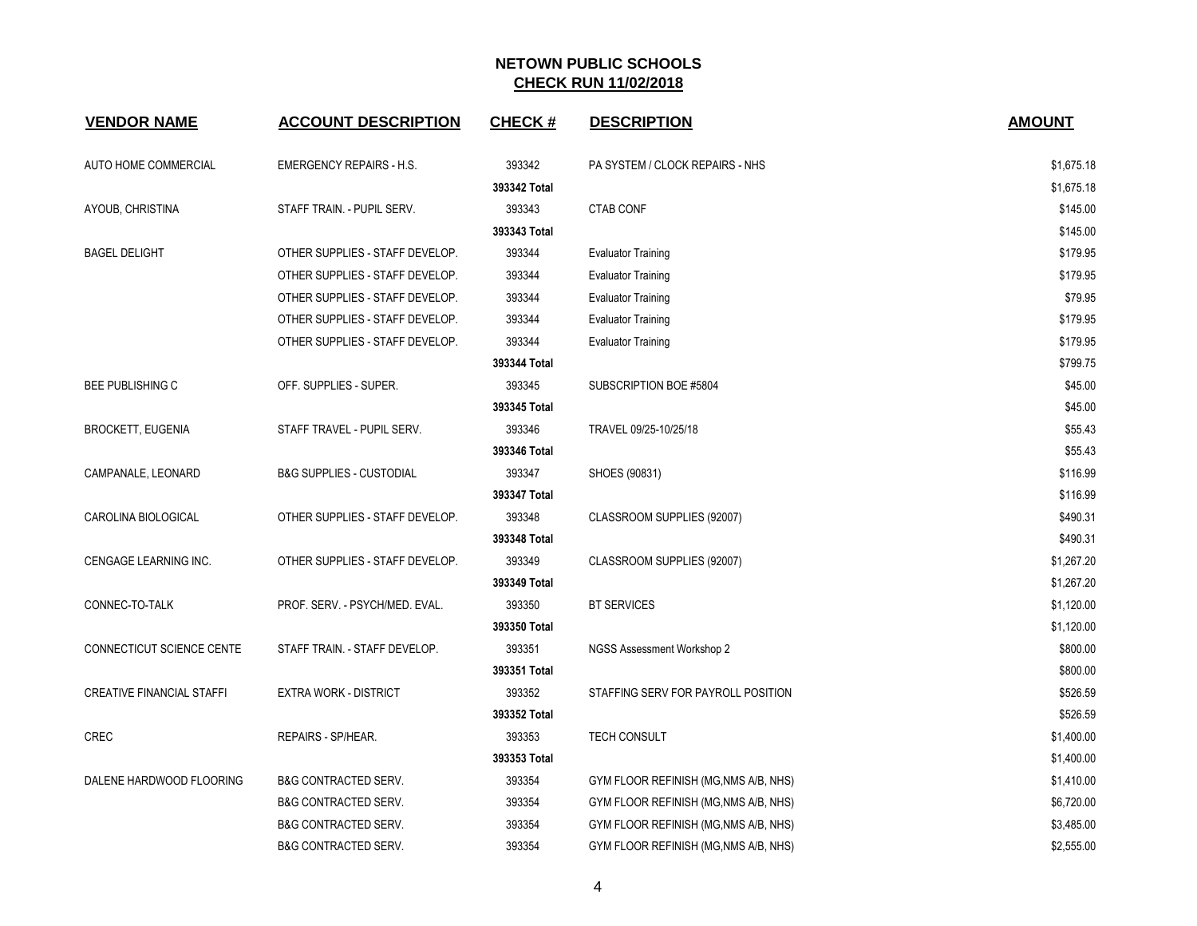## NETOWN PUBLIC SCHOOLS
## CHECK RUN 11/02/2018

| VENDOR NAME | ACCOUNT DESCRIPTION | CHECK # | DESCRIPTION | AMOUNT |
|---|---|---|---|---|
| AUTO HOME COMMERCIAL | EMERGENCY REPAIRS - H.S. | 393342 | PA SYSTEM / CLOCK REPAIRS - NHS | $1,675.18 |
| | | **393342 Total** | | $1,675.18 |
| AYOUB, CHRISTINA | STAFF TRAIN. - PUPIL SERV. | 393343 | CTAB CONF | $145.00 |
| | | **393343 Total** | | $145.00 |
| BAGEL DELIGHT | OTHER SUPPLIES - STAFF DEVELOP. | 393344 | Evaluator Training | $179.95 |
| | OTHER SUPPLIES - STAFF DEVELOP. | 393344 | Evaluator Training | $179.95 |
| | OTHER SUPPLIES - STAFF DEVELOP. | 393344 | Evaluator Training | $79.95 |
| | OTHER SUPPLIES - STAFF DEVELOP. | 393344 | Evaluator Training | $179.95 |
| | OTHER SUPPLIES - STAFF DEVELOP. | 393344 | Evaluator Training | $179.95 |
| | | **393344 Total** | | $799.75 |
| BEE PUBLISHING C | OFF. SUPPLIES - SUPER. | 393345 | SUBSCRIPTION BOE #5804 | $45.00 |
| | | **393345 Total** | | $45.00 |
| BROCKETT, EUGENIA | STAFF TRAVEL - PUPIL SERV. | 393346 | TRAVEL 09/25-10/25/18 | $55.43 |
| | | **393346 Total** | | $55.43 |
| CAMPANALE, LEONARD | B&G SUPPLIES - CUSTODIAL | 393347 | SHOES (90831) | $116.99 |
| | | **393347 Total** | | $116.99 |
| CAROLINA BIOLOGICAL | OTHER SUPPLIES - STAFF DEVELOP. | 393348 | CLASSROOM SUPPLIES (92007) | $490.31 |
| | | **393348 Total** | | $490.31 |
| CENGAGE LEARNING INC. | OTHER SUPPLIES - STAFF DEVELOP. | 393349 | CLASSROOM SUPPLIES (92007) | $1,267.20 |
| | | **393349 Total** | | $1,267.20 |
| CONNEC-TO-TALK | PROF. SERV. - PSYCH/MED. EVAL. | 393350 | BT SERVICES | $1,120.00 |
| | | **393350 Total** | | $1,120.00 |
| CONNECTICUT SCIENCE CENTE | STAFF TRAIN. - STAFF DEVELOP. | 393351 | NGSS Assessment Workshop 2 | $800.00 |
| | | **393351 Total** | | $800.00 |
| CREATIVE FINANCIAL STAFFI | EXTRA WORK - DISTRICT | 393352 | STAFFING SERV FOR PAYROLL POSITION | $526.59 |
| | | **393352 Total** | | $526.59 |
| CREC | REPAIRS - SP/HEAR. | 393353 | TECH CONSULT | $1,400.00 |
| | | **393353 Total** | | $1,400.00 |
| DALENE HARDWOOD FLOORING | B&G CONTRACTED SERV. | 393354 | GYM FLOOR REFINISH (MG,NMS A/B, NHS) | $1,410.00 |
| | B&G CONTRACTED SERV. | 393354 | GYM FLOOR REFINISH (MG,NMS A/B, NHS) | $6,720.00 |
| | B&G CONTRACTED SERV. | 393354 | GYM FLOOR REFINISH (MG,NMS A/B, NHS) | $3,485.00 |
| | B&G CONTRACTED SERV. | 393354 | GYM FLOOR REFINISH (MG,NMS A/B, NHS) | $2,555.00 |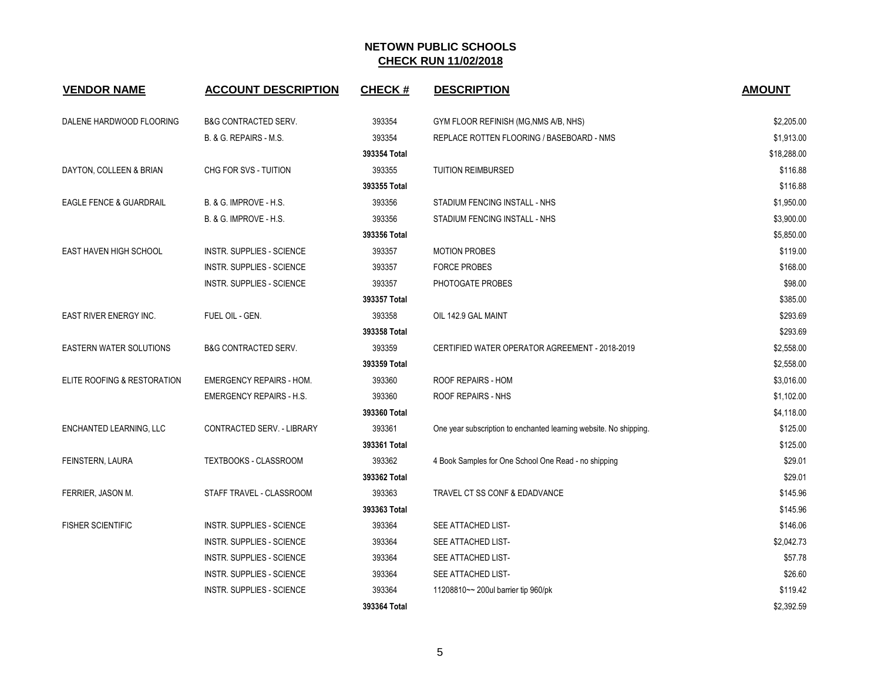# NETOWN PUBLIC SCHOOLS

## CHECK RUN 11/02/2018

| VENDOR NAME | ACCOUNT DESCRIPTION | CHECK # | DESCRIPTION | AMOUNT |
|---|---|---|---|---|
| DALENE HARDWOOD FLOORING | B&G CONTRACTED SERV. | 393354 | GYM FLOOR REFINISH (MG,NMS A/B, NHS) | $2,205.00 |
| | B. & G. REPAIRS - M.S. | 393354 | REPLACE ROTTEN FLOORING / BASEBOARD - NMS | $1,913.00 |
| | | 393354 Total | | $18,288.00 |
| DAYTON, COLLEEN & BRIAN | CHG FOR SVS - TUITION | 393355 | TUITION REIMBURSED | $116.88 |
| | | 393355 Total | | $116.88 |
| EAGLE FENCE & GUARDRAIL | B. & G. IMPROVE - H.S. | 393356 | STADIUM FENCING INSTALL - NHS | $1,950.00 |
| | B. & G. IMPROVE - H.S. | 393356 | STADIUM FENCING INSTALL - NHS | $3,900.00 |
| | | 393356 Total | | $5,850.00 |
| EAST HAVEN HIGH SCHOOL | INSTR. SUPPLIES - SCIENCE | 393357 | MOTION PROBES | $119.00 |
| | INSTR. SUPPLIES - SCIENCE | 393357 | FORCE PROBES | $168.00 |
| | INSTR. SUPPLIES - SCIENCE | 393357 | PHOTOGATE PROBES | $98.00 |
| | | 393357 Total | | $385.00 |
| EAST RIVER ENERGY INC. | FUEL OIL - GEN. | 393358 | OIL 142.9 GAL MAINT | $293.69 |
| | | 393358 Total | | $293.69 |
| EASTERN WATER SOLUTIONS | B&G CONTRACTED SERV. | 393359 | CERTIFIED WATER OPERATOR AGREEMENT - 2018-2019 | $2,558.00 |
| | | 393359 Total | | $2,558.00 |
| ELITE ROOFING & RESTORATION | EMERGENCY REPAIRS - HOM. | 393360 | ROOF REPAIRS - HOM | $3,016.00 |
| | EMERGENCY REPAIRS - H.S. | 393360 | ROOF REPAIRS - NHS | $1,102.00 |
| | | 393360 Total | | $4,118.00 |
| ENCHANTED LEARNING, LLC | CONTRACTED SERV. - LIBRARY | 393361 | One year subscription to enchanted learning website. No shipping. | $125.00 |
| | | 393361 Total | | $125.00 |
| FEINSTERN, LAURA | TEXTBOOKS - CLASSROOM | 393362 | 4 Book Samples for One School One Read - no shipping | $29.01 |
| | | 393362 Total | | $29.01 |
| FERRIER, JASON M. | STAFF TRAVEL - CLASSROOM | 393363 | TRAVEL CT SS CONF & EDADVANCE | $145.96 |
| | | 393363 Total | | $145.96 |
| FISHER SCIENTIFIC | INSTR. SUPPLIES - SCIENCE | 393364 | SEE ATTACHED LIST- | $146.06 |
| | INSTR. SUPPLIES - SCIENCE | 393364 | SEE ATTACHED LIST- | $2,042.73 |
| | INSTR. SUPPLIES - SCIENCE | 393364 | SEE ATTACHED LIST- | $57.78 |
| | INSTR. SUPPLIES - SCIENCE | 393364 | SEE ATTACHED LIST- | $26.60 |
| | INSTR. SUPPLIES - SCIENCE | 393364 | 11208810~~ 200ul barrier tip 960/pk | $119.42 |
| | | 393364 Total | | $2,392.59 |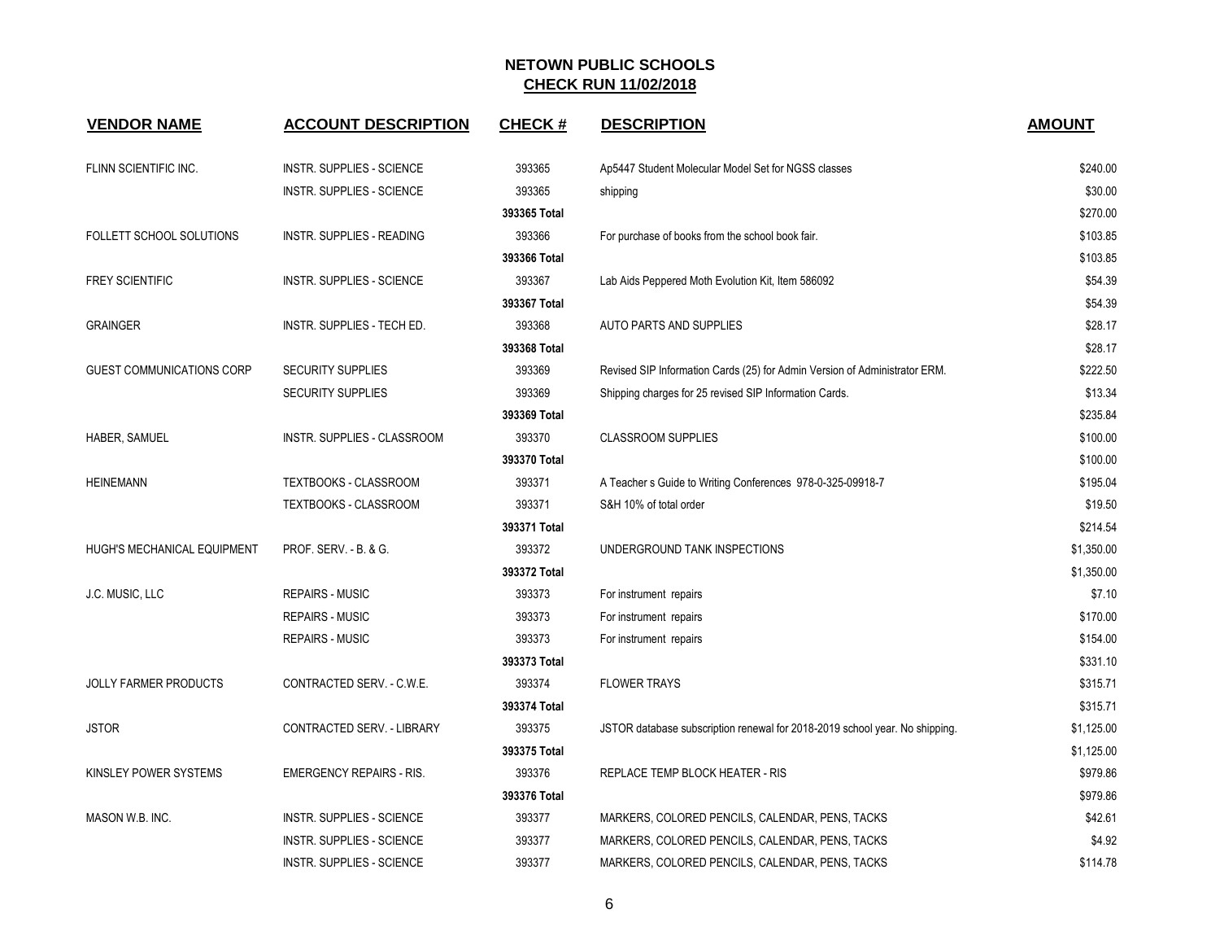# NETOWN PUBLIC SCHOOLS
## CHECK RUN 11/02/2018

| VENDOR NAME | ACCOUNT DESCRIPTION | CHECK # | DESCRIPTION | AMOUNT |
|---|---|---|---|---|
| FLINN SCIENTIFIC INC. | INSTR. SUPPLIES - SCIENCE | 393365 | Ap5447 Student Molecular Model Set for NGSS classes | $240.00 |
| | INSTR. SUPPLIES - SCIENCE | 393365 | shipping | $30.00 |
| | | **393365 Total** | | $270.00 |
| FOLLETT SCHOOL SOLUTIONS | INSTR. SUPPLIES - READING | 393366 | For purchase of books from the school book fair. | $103.85 |
| | | **393366 Total** | | $103.85 |
| FREY SCIENTIFIC | INSTR. SUPPLIES - SCIENCE | 393367 | Lab Aids Peppered Moth Evolution Kit, Item 586092 | $54.39 |
| | | **393367 Total** | | $54.39 |
| GRAINGER | INSTR. SUPPLIES - TECH ED. | 393368 | AUTO PARTS AND SUPPLIES | $28.17 |
| | | **393368 Total** | | $28.17 |
| GUEST COMMUNICATIONS CORP | SECURITY SUPPLIES | 393369 | Revised SIP Information Cards (25) for Admin Version of Administrator ERM. | $222.50 |
| | SECURITY SUPPLIES | 393369 | Shipping charges for 25 revised SIP Information Cards. | $13.34 |
| | | **393369 Total** | | $235.84 |
| HABER, SAMUEL | INSTR. SUPPLIES - CLASSROOM | 393370 | CLASSROOM SUPPLIES | $100.00 |
| | | **393370 Total** | | $100.00 |
| HEINEMANN | TEXTBOOKS - CLASSROOM | 393371 | A Teacher s Guide to Writing Conferences 978-0-325-09918-7 | $195.04 |
| | TEXTBOOKS - CLASSROOM | 393371 | S&H 10% of total order | $19.50 |
| | | **393371 Total** | | $214.54 |
| HUGH'S MECHANICAL EQUIPMENT | PROF. SERV. - B. & G. | 393372 | UNDERGROUND TANK INSPECTIONS | $1,350.00 |
| | | **393372 Total** | | $1,350.00 |
| J.C. MUSIC, LLC | REPAIRS - MUSIC | 393373 | For instrument repairs | $7.10 |
| | REPAIRS - MUSIC | 393373 | For instrument repairs | $170.00 |
| | REPAIRS - MUSIC | 393373 | For instrument repairs | $154.00 |
| | | **393373 Total** | | $331.10 |
| JOLLY FARMER PRODUCTS | CONTRACTED SERV. - C.W.E. | 393374 | FLOWER TRAYS | $315.71 |
| | | **393374 Total** | | $315.71 |
| JSTOR | CONTRACTED SERV. - LIBRARY | 393375 | JSTOR database subscription renewal for 2018-2019 school year. No shipping. | $1,125.00 |
| | | **393375 Total** | | $1,125.00 |
| KINSLEY POWER SYSTEMS | EMERGENCY REPAIRS - RIS. | 393376 | REPLACE TEMP BLOCK HEATER - RIS | $979.86 |
| | | **393376 Total** | | $979.86 |
| MASON W.B. INC. | INSTR. SUPPLIES - SCIENCE | 393377 | MARKERS, COLORED PENCILS, CALENDAR, PENS, TACKS | $42.61 |
| | INSTR. SUPPLIES - SCIENCE | 393377 | MARKERS, COLORED PENCILS, CALENDAR, PENS, TACKS | $4.92 |
| | INSTR. SUPPLIES - SCIENCE | 393377 | MARKERS, COLORED PENCILS, CALENDAR, PENS, TACKS | $114.78 |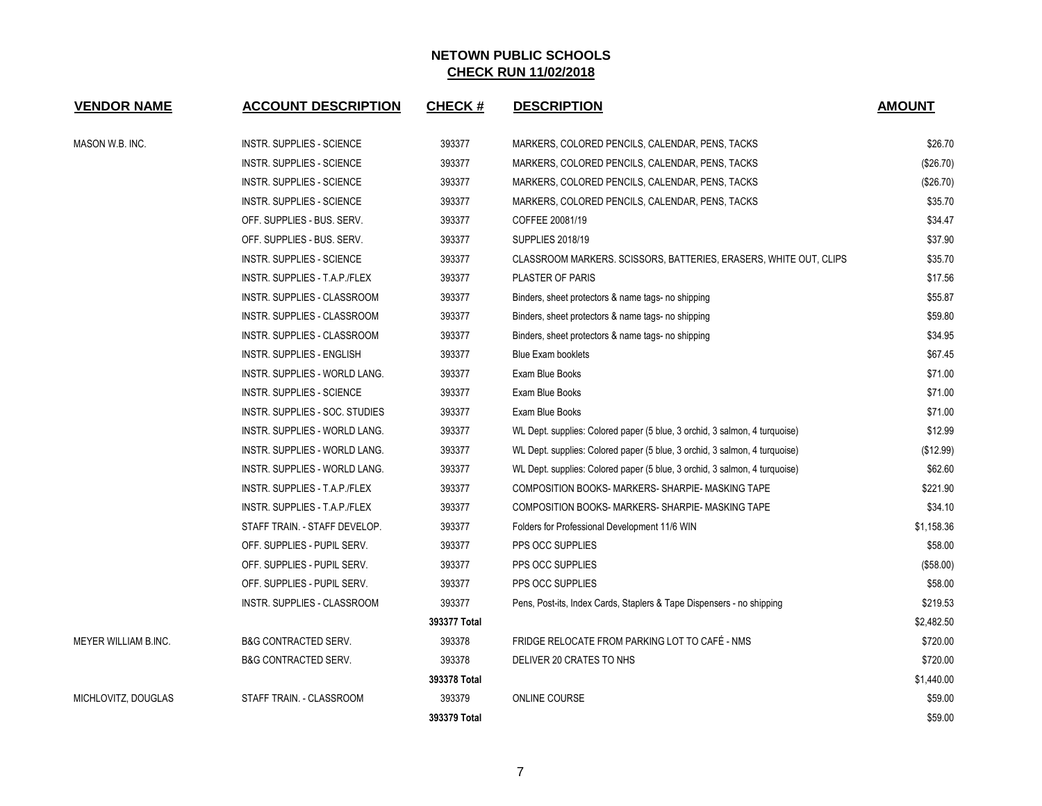## NETOWN PUBLIC SCHOOLS
## CHECK RUN 11/02/2018

| VENDOR NAME | ACCOUNT DESCRIPTION | CHECK # | DESCRIPTION | AMOUNT |
|---|---|---|---|---|
| MASON W.B. INC. | INSTR. SUPPLIES - SCIENCE | 393377 | MARKERS, COLORED PENCILS, CALENDAR, PENS, TACKS | $26.70 |
| | INSTR. SUPPLIES - SCIENCE | 393377 | MARKERS, COLORED PENCILS, CALENDAR, PENS, TACKS | ($26.70) |
| | INSTR. SUPPLIES - SCIENCE | 393377 | MARKERS, COLORED PENCILS, CALENDAR, PENS, TACKS | ($26.70) |
| | INSTR. SUPPLIES - SCIENCE | 393377 | MARKERS, COLORED PENCILS, CALENDAR, PENS, TACKS | $35.70 |
| | OFF. SUPPLIES - BUS. SERV. | 393377 | COFFEE 20081/19 | $34.47 |
| | OFF. SUPPLIES - BUS. SERV. | 393377 | SUPPLIES 2018/19 | $37.90 |
| | INSTR. SUPPLIES - SCIENCE | 393377 | CLASSROOM MARKERS. SCISSORS, BATTERIES, ERASERS, WHITE OUT, CLIPS | $35.70 |
| | INSTR. SUPPLIES - T.A.P./FLEX | 393377 | PLASTER OF PARIS | $17.56 |
| | INSTR. SUPPLIES - CLASSROOM | 393377 | Binders, sheet protectors & name tags- no shipping | $55.87 |
| | INSTR. SUPPLIES - CLASSROOM | 393377 | Binders, sheet protectors & name tags- no shipping | $59.80 |
| | INSTR. SUPPLIES - CLASSROOM | 393377 | Binders, sheet protectors & name tags- no shipping | $34.95 |
| | INSTR. SUPPLIES - ENGLISH | 393377 | Blue Exam booklets | $67.45 |
| | INSTR. SUPPLIES - WORLD LANG. | 393377 | Exam Blue Books | $71.00 |
| | INSTR. SUPPLIES - SCIENCE | 393377 | Exam Blue Books | $71.00 |
| | INSTR. SUPPLIES - SOC. STUDIES | 393377 | Exam Blue Books | $71.00 |
| | INSTR. SUPPLIES - WORLD LANG. | 393377 | WL Dept. supplies: Colored paper (5 blue, 3 orchid, 3 salmon, 4 turquoise) | $12.99 |
| | INSTR. SUPPLIES - WORLD LANG. | 393377 | WL Dept. supplies: Colored paper (5 blue, 3 orchid, 3 salmon, 4 turquoise) | ($12.99) |
| | INSTR. SUPPLIES - WORLD LANG. | 393377 | WL Dept. supplies: Colored paper (5 blue, 3 orchid, 3 salmon, 4 turquoise) | $62.60 |
| | INSTR. SUPPLIES - T.A.P./FLEX | 393377 | COMPOSITION BOOKS- MARKERS- SHARPIE- MASKING TAPE | $221.90 |
| | INSTR. SUPPLIES - T.A.P./FLEX | 393377 | COMPOSITION BOOKS- MARKERS- SHARPIE- MASKING TAPE | $34.10 |
| | STAFF TRAIN. - STAFF DEVELOP. | 393377 | Folders for Professional Development 11/6 WIN | $1,158.36 |
| | OFF. SUPPLIES - PUPIL SERV. | 393377 | PPS OCC SUPPLIES | $58.00 |
| | OFF. SUPPLIES - PUPIL SERV. | 393377 | PPS OCC SUPPLIES | ($58.00) |
| | OFF. SUPPLIES - PUPIL SERV. | 393377 | PPS OCC SUPPLIES | $58.00 |
| | INSTR. SUPPLIES - CLASSROOM | 393377 | Pens, Post-its, Index Cards, Staplers & Tape Dispensers - no shipping | $219.53 |
| | | **393377 Total** | | $2,482.50 |
| MEYER WILLIAM B.INC. | B&G CONTRACTED SERV. | 393378 | FRIDGE RELOCATE FROM PARKING LOT TO CAFÉ - NMS | $720.00 |
| | B&G CONTRACTED SERV. | 393378 | DELIVER 20 CRATES TO NHS | $720.00 |
| | | **393378 Total** | | $1,440.00 |
| MICHLOVITZ, DOUGLAS | STAFF TRAIN. - CLASSROOM | 393379 | ONLINE COURSE | $59.00 |
| | | **393379 Total** | | $59.00 |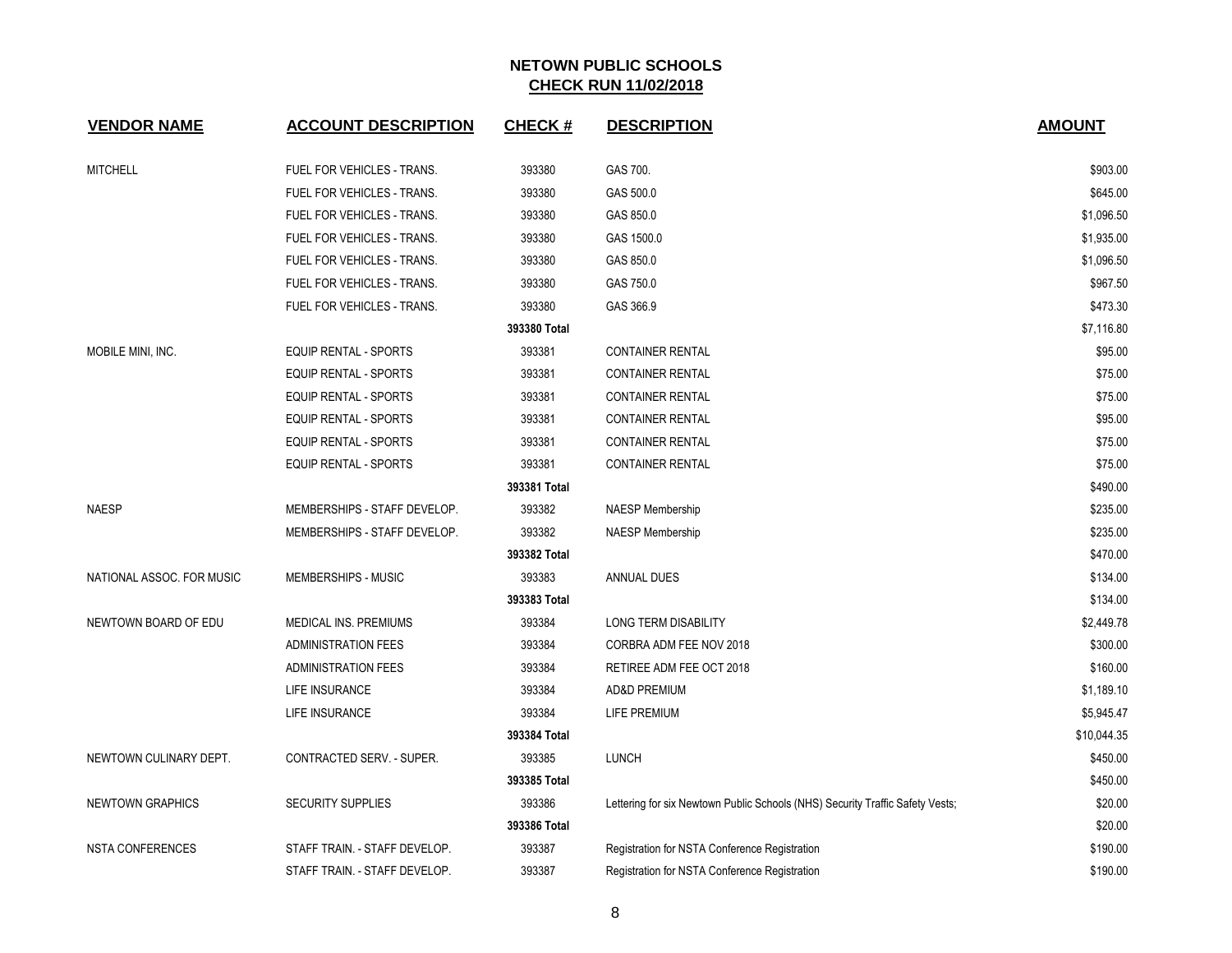## NETOWN PUBLIC SCHOOLS
## CHECK RUN 11/02/2018

| VENDOR NAME | ACCOUNT DESCRIPTION | CHECK # | DESCRIPTION | AMOUNT |
|---|---|---|---|---|
| MITCHELL | FUEL FOR VEHICLES - TRANS. | 393380 | GAS 700. | $903.00 |
| | FUEL FOR VEHICLES - TRANS. | 393380 | GAS 500.0 | $645.00 |
| | FUEL FOR VEHICLES - TRANS. | 393380 | GAS 850.0 | $1,096.50 |
| | FUEL FOR VEHICLES - TRANS. | 393380 | GAS 1500.0 | $1,935.00 |
| | FUEL FOR VEHICLES - TRANS. | 393380 | GAS 850.0 | $1,096.50 |
| | FUEL FOR VEHICLES - TRANS. | 393380 | GAS 750.0 | $967.50 |
| | FUEL FOR VEHICLES - TRANS. | 393380 | GAS 366.9 | $473.30 |
| | | 393380 Total | | $7,116.80 |
| MOBILE MINI, INC. | EQUIP RENTAL - SPORTS | 393381 | CONTAINER RENTAL | $95.00 |
| | EQUIP RENTAL - SPORTS | 393381 | CONTAINER RENTAL | $75.00 |
| | EQUIP RENTAL - SPORTS | 393381 | CONTAINER RENTAL | $75.00 |
| | EQUIP RENTAL - SPORTS | 393381 | CONTAINER RENTAL | $95.00 |
| | EQUIP RENTAL - SPORTS | 393381 | CONTAINER RENTAL | $75.00 |
| | EQUIP RENTAL - SPORTS | 393381 | CONTAINER RENTAL | $75.00 |
| | | 393381 Total | | $490.00 |
| NAESP | MEMBERSHIPS - STAFF DEVELOP. | 393382 | NAESP Membership | $235.00 |
| | MEMBERSHIPS - STAFF DEVELOP. | 393382 | NAESP Membership | $235.00 |
| | | 393382 Total | | $470.00 |
| NATIONAL ASSOC. FOR MUSIC | MEMBERSHIPS - MUSIC | 393383 | ANNUAL DUES | $134.00 |
| | | 393383 Total | | $134.00 |
| NEWTOWN BOARD OF EDU | MEDICAL INS. PREMIUMS | 393384 | LONG TERM DISABILITY | $2,449.78 |
| | ADMINISTRATION FEES | 393384 | CORBRA ADM FEE NOV 2018 | $300.00 |
| | ADMINISTRATION FEES | 393384 | RETIREE ADM FEE OCT 2018 | $160.00 |
| | LIFE INSURANCE | 393384 | AD&D PREMIUM | $1,189.10 |
| | LIFE INSURANCE | 393384 | LIFE PREMIUM | $5,945.47 |
| | | 393384 Total | | $10,044.35 |
| NEWTOWN CULINARY DEPT. | CONTRACTED SERV. - SUPER. | 393385 | LUNCH | $450.00 |
| | | 393385 Total | | $450.00 |
| NEWTOWN GRAPHICS | SECURITY SUPPLIES | 393386 | Lettering for six Newtown Public Schools (NHS) Security Traffic Safety Vests; | $20.00 |
| | | 393386 Total | | $20.00 |
| NSTA CONFERENCES | STAFF TRAIN. - STAFF DEVELOP. | 393387 | Registration for NSTA Conference Registration | $190.00 |
| | STAFF TRAIN. - STAFF DEVELOP. | 393387 | Registration for NSTA Conference Registration | $190.00 |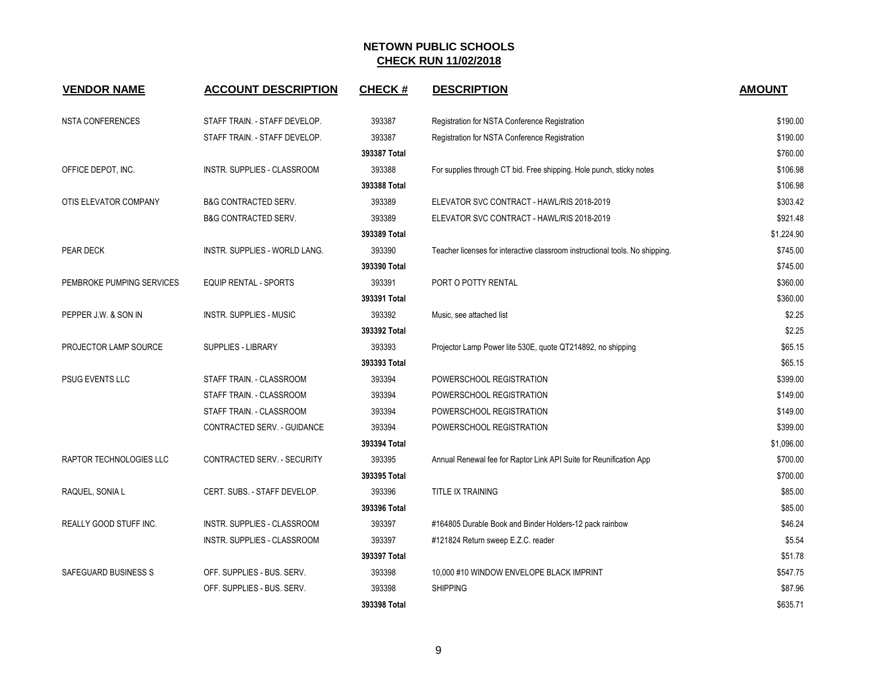# NETOWN PUBLIC SCHOOLS

## CHECK RUN 11/02/2018

| VENDOR NAME | ACCOUNT DESCRIPTION | CHECK # | DESCRIPTION | AMOUNT |
|---|---|---|---|---|
| NSTA CONFERENCES | STAFF TRAIN. - STAFF DEVELOP. | 393387 | Registration for NSTA Conference Registration | $190.00 |
| | STAFF TRAIN. - STAFF DEVELOP. | 393387 | Registration for NSTA Conference Registration | $190.00 |
| | | **393387 Total** | | $760.00 |
| OFFICE DEPOT, INC. | INSTR. SUPPLIES - CLASSROOM | 393388 | For supplies through CT bid. Free shipping. Hole punch, sticky notes | $106.98 |
| | | **393388 Total** | | $106.98 |
| OTIS ELEVATOR COMPANY | B&G CONTRACTED SERV. | 393389 | ELEVATOR SVC CONTRACT - HAWL/RIS 2018-2019 | $303.42 |
| | B&G CONTRACTED SERV. | 393389 | ELEVATOR SVC CONTRACT - HAWL/RIS 2018-2019 | $921.48 |
| | | **393389 Total** | | $1,224.90 |
| PEAR DECK | INSTR. SUPPLIES - WORLD LANG. | 393390 | Teacher licenses for interactive classroom instructional tools. No shipping. | $745.00 |
| | | **393390 Total** | | $745.00 |
| PEMBROKE PUMPING SERVICES | EQUIP RENTAL - SPORTS | 393391 | PORT O POTTY RENTAL | $360.00 |
| | | **393391 Total** | | $360.00 |
| PEPPER J.W. & SON IN | INSTR. SUPPLIES - MUSIC | 393392 | Music, see attached list | $2.25 |
| | | **393392 Total** | | $2.25 |
| PROJECTOR LAMP SOURCE | SUPPLIES - LIBRARY | 393393 | Projector Lamp Power lite 530E, quote QT214892, no shipping | $65.15 |
| | | **393393 Total** | | $65.15 |
| PSUG EVENTS LLC | STAFF TRAIN. - CLASSROOM | 393394 | POWERSCHOOL REGISTRATION | $399.00 |
| | STAFF TRAIN. - CLASSROOM | 393394 | POWERSCHOOL REGISTRATION | $149.00 |
| | STAFF TRAIN. - CLASSROOM | 393394 | POWERSCHOOL REGISTRATION | $149.00 |
| | CONTRACTED SERV. - GUIDANCE | 393394 | POWERSCHOOL REGISTRATION | $399.00 |
| | | **393394 Total** | | $1,096.00 |
| RAPTOR TECHNOLOGIES LLC | CONTRACTED SERV. - SECURITY | 393395 | Annual Renewal fee for Raptor Link API Suite for Reunification App | $700.00 |
| | | **393395 Total** | | $700.00 |
| RAQUEL, SONIA L | CERT. SUBS. - STAFF DEVELOP. | 393396 | TITLE IX TRAINING | $85.00 |
| | | **393396 Total** | | $85.00 |
| REALLY GOOD STUFF INC. | INSTR. SUPPLIES - CLASSROOM | 393397 | #164805 Durable Book and Binder Holders-12 pack rainbow | $46.24 |
| | INSTR. SUPPLIES - CLASSROOM | 393397 | #121824 Return sweep E.Z.C. reader | $5.54 |
| | | **393397 Total** | | $51.78 |
| SAFEGUARD BUSINESS S | OFF. SUPPLIES - BUS. SERV. | 393398 | 10,000 #10 WINDOW ENVELOPE BLACK IMPRINT | $547.75 |
| | OFF. SUPPLIES - BUS. SERV. | 393398 | SHIPPING | $87.96 |
| | | **393398 Total** | | $635.71 |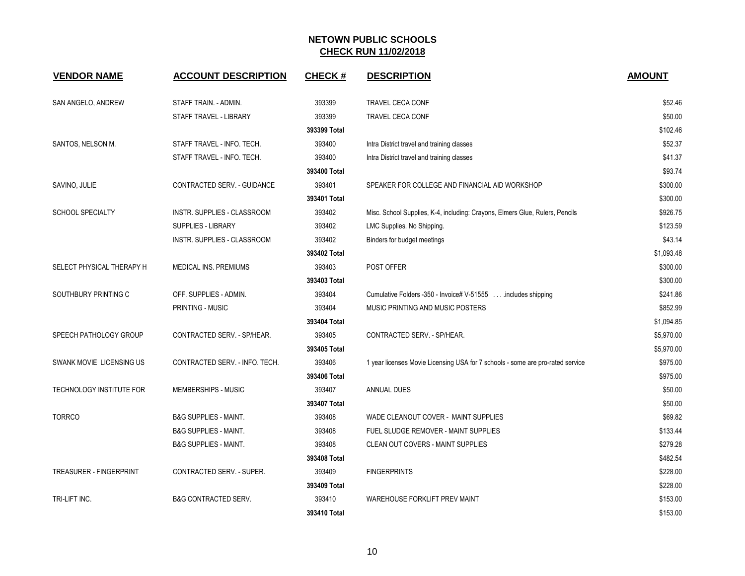# NETOWN PUBLIC SCHOOLS

## CHECK RUN 11/02/2018

| VENDOR NAME | ACCOUNT DESCRIPTION | CHECK # | DESCRIPTION | AMOUNT |
|---|---|---|---|---|
| SAN ANGELO, ANDREW | STAFF TRAIN. - ADMIN. | 393399 | TRAVEL CECA CONF | $52.46 |
| | STAFF TRAVEL - LIBRARY | 393399 | TRAVEL CECA CONF | $50.00 |
| | | **393399 Total** | | $102.46 |
| SANTOS, NELSON M. | STAFF TRAVEL - INFO. TECH. | 393400 | Intra District travel and training classes | $52.37 |
| | STAFF TRAVEL - INFO. TECH. | 393400 | Intra District travel and training classes | $41.37 |
| | | **393400 Total** | | $93.74 |
| SAVINO, JULIE | CONTRACTED SERV. - GUIDANCE | 393401 | SPEAKER FOR COLLEGE AND FINANCIAL AID WORKSHOP | $300.00 |
| | | **393401 Total** | | $300.00 |
| SCHOOL SPECIALTY | INSTR. SUPPLIES - CLASSROOM | 393402 | Misc. School Supplies, K-4, including: Crayons, Elmers Glue, Rulers, Pencils | $926.75 |
| | SUPPLIES - LIBRARY | 393402 | LMC Supplies. No Shipping. | $123.59 |
| | INSTR. SUPPLIES - CLASSROOM | 393402 | Binders for budget meetings | $43.14 |
| | | **393402 Total** | | $1,093.48 |
| SELECT PHYSICAL THERAPY H | MEDICAL INS. PREMIUMS | 393403 | POST OFFER | $300.00 |
| | | **393403 Total** | | $300.00 |
| SOUTHBURY PRINTING C | OFF. SUPPLIES - ADMIN. | 393404 | Cumulative Folders -350 - Invoice# V-51555 . . . .includes shipping | $241.86 |
| | PRINTING - MUSIC | 393404 | MUSIC PRINTING AND MUSIC POSTERS | $852.99 |
| | | **393404 Total** | | $1,094.85 |
| SPEECH PATHOLOGY GROUP | CONTRACTED SERV. - SP/HEAR. | 393405 | CONTRACTED SERV. - SP/HEAR. | $5,970.00 |
| | | **393405 Total** | | $5,970.00 |
| SWANK MOVIE LICENSING US | CONTRACTED SERV. - INFO. TECH. | 393406 | 1 year licenses Movie Licensing USA for 7 schools - some are pro-rated service | $975.00 |
| | | **393406 Total** | | $975.00 |
| TECHNOLOGY INSTITUTE FOR | MEMBERSHIPS - MUSIC | 393407 | ANNUAL DUES | $50.00 |
| | | **393407 Total** | | $50.00 |
| TORRCO | B&G SUPPLIES - MAINT. | 393408 | WADE CLEANOUT COVER - MAINT SUPPLIES | $69.82 |
| | B&G SUPPLIES - MAINT. | 393408 | FUEL SLUDGE REMOVER - MAINT SUPPLIES | $133.44 |
| | B&G SUPPLIES - MAINT. | 393408 | CLEAN OUT COVERS - MAINT SUPPLIES | $279.28 |
| | | **393408 Total** | | $482.54 |
| TREASURER - FINGERPRINT | CONTRACTED SERV. - SUPER. | 393409 | FINGERPRINTS | $228.00 |
| | | **393409 Total** | | $228.00 |
| TRI-LIFT INC. | B&G CONTRACTED SERV. | 393410 | WAREHOUSE FORKLIFT PREV MAINT | $153.00 |
| | | **393410 Total** | | $153.00 |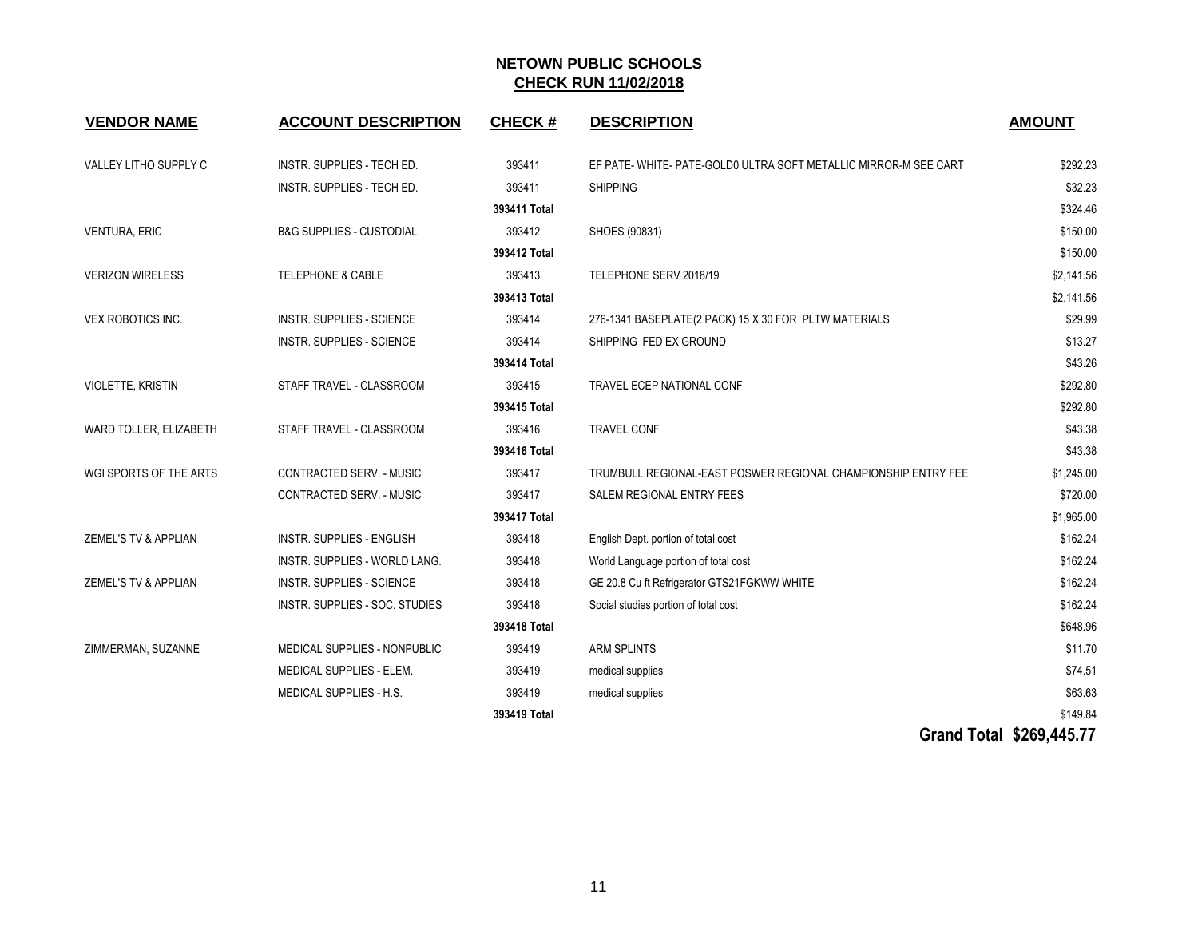# NETOWN PUBLIC SCHOOLS

## CHECK RUN 11/02/2018

| VENDOR NAME | ACCOUNT DESCRIPTION | CHECK # | DESCRIPTION | AMOUNT |
|---|---|---|---|---|
| VALLEY LITHO SUPPLY C | INSTR. SUPPLIES - TECH ED. | 393411 | EF PATE- WHITE- PATE-GOLD0 ULTRA SOFT METALLIC MIRROR-M SEE CART | $292.23 |
| | INSTR. SUPPLIES - TECH ED. | 393411 | SHIPPING | $32.23 |
| | | **393411 Total** | | $324.46 |
| VENTURA, ERIC | B&G SUPPLIES - CUSTODIAL | 393412 | SHOES (90831) | $150.00 |
| | | **393412 Total** | | $150.00 |
| VERIZON WIRELESS | TELEPHONE & CABLE | 393413 | TELEPHONE SERV 2018/19 | $2,141.56 |
| | | **393413 Total** | | $2,141.56 |
| VEX ROBOTICS INC. | INSTR. SUPPLIES - SCIENCE | 393414 | 276-1341 BASEPLATE(2 PACK) 15 X 30 FOR PLTW MATERIALS | $29.99 |
| | INSTR. SUPPLIES - SCIENCE | 393414 | SHIPPING FED EX GROUND | $13.27 |
| | | **393414 Total** | | $43.26 |
| VIOLETTE, KRISTIN | STAFF TRAVEL - CLASSROOM | 393415 | TRAVEL ECEP NATIONAL CONF | $292.80 |
| | | **393415 Total** | | $292.80 |
| WARD TOLLER, ELIZABETH | STAFF TRAVEL - CLASSROOM | 393416 | TRAVEL CONF | $43.38 |
| | | **393416 Total** | | $43.38 |
| WGI SPORTS OF THE ARTS | CONTRACTED SERV. - MUSIC | 393417 | TRUMBULL REGIONAL-EAST POSWER REGIONAL CHAMPIONSHIP ENTRY FEE | $1,245.00 |
| | CONTRACTED SERV. - MUSIC | 393417 | SALEM REGIONAL ENTRY FEES | $720.00 |
| | | **393417 Total** | | $1,965.00 |
| ZEMEL'S TV & APPLIAN | INSTR. SUPPLIES - ENGLISH | 393418 | English Dept. portion of total cost | $162.24 |
| | INSTR. SUPPLIES - WORLD LANG. | 393418 | World Language portion of total cost | $162.24 |
| ZEMEL'S TV & APPLIAN | INSTR. SUPPLIES - SCIENCE | 393418 | GE 20.8 Cu ft Refrigerator GTS21FGKWW WHITE | $162.24 |
| | INSTR. SUPPLIES - SOC. STUDIES | 393418 | Social studies portion of total cost | $162.24 |
| | | **393418 Total** | | $648.96 |
| ZIMMERMAN, SUZANNE | MEDICAL SUPPLIES - NONPUBLIC | 393419 | ARM SPLINTS | $11.70 |
| | MEDICAL SUPPLIES - ELEM. | 393419 | medical supplies | $74.51 |
| | MEDICAL SUPPLIES - H.S. | 393419 | medical supplies | $63.63 |
| | | **393419 Total** | | $149.84 |
| | | | **Grand Total** | **$269,445.77** |